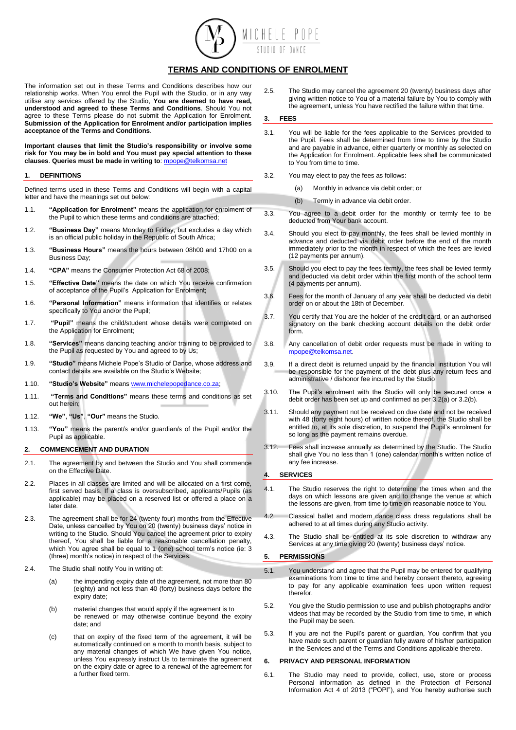# TERMS AND CONDITIONS OF ENROLMENT

The information set out in these Terms and Conditions describes how our relationship works. When You enrol the Pupil with the Studio, or in any way utilise any services offered by the Studio, **You are deemed to have read, understood and agreed to these Terms and Conditions**. Should You not agree to these Terms please do not submit the Application for Enrolment. **Submission of the Application for Enrolment and/or participation implies acceptance of the Terms and Conditions**.

**Important clauses that limit the Studio's responsibility or involve some risk for You may be in bold and You must pay special attention to these clauses**. **Queries must be made in writing to**: mpope@telkomsa.net

## 1. DEFINITIONS

Defined terms used in these Terms and Conditions will begin with a capital letter and have the meanings set out below:

1.1. **"Application for Enrolment"** means the application for enrolment of the Pupil to which these terms and conditions are attached;

1.2. **"Business Day"** means Monday to Friday, but excludes a day which is an official public holiday in the Republic of South Africa;

1.3. **"Business Hours"** means the hours between 08h00 and 17h00 on a Business Day;

1.4. **"CPA"** means the Consumer Protection Act 68 of 2008;

1.5. **"Effective Date"** means the date on which You receive confirmation of acceptance of the Pupil's Application for Enrolment;

1.6. **"Personal Information"** means information that identifies or relates specifically to You and/or the Pupil;

1.7. **"Pupil"** means the child/student whose details were completed on the Application for Enrolment;

1.8. **"Services"** means dancing teaching and/or training to be provided to the Pupil as requested by You and agreed to by Us;

1.9. **"Studio"** means Michele Pope's Studio of Dance, whose address and contact details are available on the Studio's Website;

1.10. **"Studio's Website"** means www.michelepopedance.co.za;

1.11. **"Terms and Conditions"** means these terms and conditions as set out herein;

1.12. **"We"**, **"Us"**, **"Our"** means the Studio.

1.13. **"You"** means the parent/s and/or guardian/s of the Pupil and/or the Pupil as applicable.

## 2. COMMENCEMENT AND DURATION

2.1. The agreement by and between the Studio and You shall commence on the Effective Date.

2.2. Places in all classes are limited and will be allocated on a first come, first served basis. If a class is oversubscribed, applicants/Pupils (as applicable) may be placed on a reserved list or offered a place on a later date.

2.3. The agreement shall be for 24 (twenty four) months from the Effective Date, unless cancelled by You on 20 (twenty) business days' notice in writing to the Studio. Should You cancel the agreement prior to expiry thereof, You shall be liable for a reasonable cancellation penalty, which You agree shall be equal to 1 (one) school term's notice (ie: 3 (three) month's notice) in respect of the Services.

2.4. The Studio shall notify You in writing of:

(a) the impending expiry date of the agreement, not more than 80 (eighty) and not less than 40 (forty) business days before the expiry date;

(b) material changes that would apply if the agreement is to be renewed or may otherwise continue beyond the expiry date; and

(c) that on expiry of the fixed term of the agreement, it will be automatically continued on a month to month basis, subject to any material changes of which We have given You notice, unless You expressly instruct Us to terminate the agreement on the expiry date or agree to a renewal of the agreement for a further fixed term.

2.5. The Studio may cancel the agreement 20 (twenty) business days after giving written notice to You of a material failure by You to comply with the agreement, unless You have rectified the failure within that time.

## 3. FEES

3.1. You will be liable for the fees applicable to the Services provided to the Pupil. Fees shall be determined from time to time by the Studio and are payable in advance, either quarterly or monthly as selected on the Application for Enrolment. Applicable fees shall be communicated to You from time to time.

3.2. You may elect to pay the fees as follows:

(a) Monthly in advance via debit order; or

(b) Termly in advance via debit order.

3.3. You agree to a debit order for the monthly or termly fee to be deducted from Your bank account.

3.4. Should you elect to pay monthly, the fees shall be levied monthly in advance and deducted via debit order before the end of the month immediately prior to the month in respect of which the fees are levied (12 payments per annum).

3.5. Should you elect to pay the fees termly, the fees shall be levied termly and deducted via debit order within the first month of the school term (4 payments per annum).

3.6. Fees for the month of January of any year shall be deducted via debit order on or about the 18th of December.

3.7. You certify that You are the holder of the credit card, or an authorised signatory on the bank checking account details on the debit order form.

3.8. Any cancellation of debit order requests must be made in writing to mpope@telkomsa.net.

3.9. If a direct debit is returned unpaid by the financial institution You will be responsible for the payment of the debt plus any return fees and administrative / dishonor fee incurred by the Studio

3.10. The Pupil's enrolment with the Studio will only be secured once a debit order has been set up and confirmed as per 3.2(a) or 3.2(b).

3.11. Should any payment not be received on due date and not be received with 48 (forty eight hours) of written notice thereof, the Studio shall be entitled to, at its sole discretion, to suspend the Pupil's enrolment for so long as the payment remains overdue.

3.12. Fees shall increase annually as determined by the Studio. The Studio shall give You no less than 1 (one) calendar month's written notice of any fee increase.

## 4. SERVICES

4.1. The Studio reserves the right to determine the times when and the days on which lessons are given and to change the venue at which the lessons are given, from time to time on reasonable notice to You.

4.2. Classical ballet and modern dance class dress regulations shall be adhered to at all times during any Studio activity.

4.3. The Studio shall be entitled at its sole discretion to withdraw any Services at any time giving 20 (twenty) business days' notice.

## 5. PERMISSIONS

5.1. You understand and agree that the Pupil may be entered for qualifying examinations from time to time and hereby consent thereto, agreeing to pay for any applicable examination fees upon written request therefor.

5.2. You give the Studio permission to use and publish photographs and/or videos that may be recorded by the Studio from time to time, in which the Pupil may be seen.

5.3. If you are not the Pupil's parent or guardian, You confirm that you have made such parent or guardian fully aware of his/her participation in the Services and of the Terms and Conditions applicable thereto.

## 6. PRIVACY AND PERSONAL INFORMATION

6.1. The Studio may need to provide, collect, use, store or process Personal information as defined in the Protection of Personal Information Act 4 of 2013 ("POPI"), and You hereby authorise such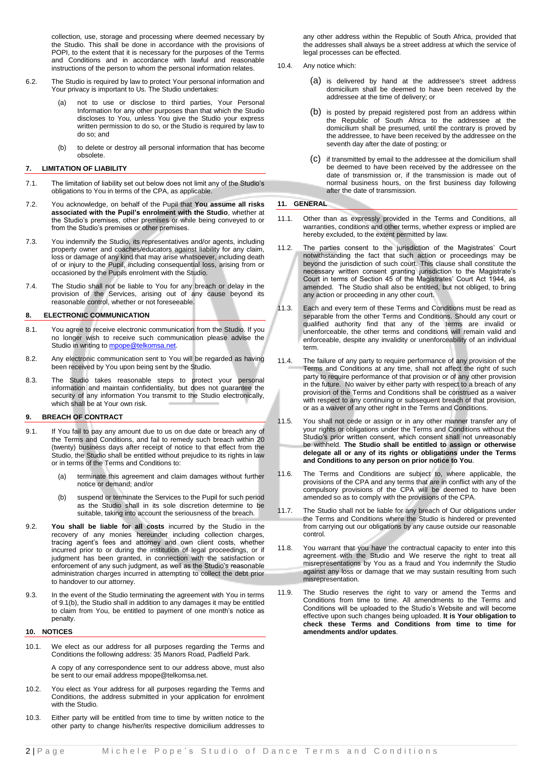collection, use, storage and processing where deemed necessary by the Studio. This shall be done in accordance with the provisions of POPI, to the extent that it is necessary for the purposes of the Terms and Conditions and in accordance with lawful and reasonable instructions of the person to whom the personal information relates.

6.2. The Studio is required by law to protect Your personal information and Your privacy is important to Us. The Studio undertakes:

(a) not to use or disclose to third parties, Your Personal Information for any other purposes than that which the Studio discloses to You, unless You give the Studio your express written permission to do so, or the Studio is required by law to do so; and

(b) to delete or destroy all personal information that has become obsolete.

## 7. LIMITATION OF LIABILITY

7.1. The limitation of liability set out below does not limit any of the Studio's obligations to You in terms of the CPA, as applicable.

7.2. You acknowledge, on behalf of the Pupil that **You assume all risks associated with the Pupil's enrolment with the Studio**, whether at the Studio's premises, other premises or while being conveyed to or from the Studio's premises or other premises.

7.3. You indemnify the Studio, its representatives and/or agents, including property owner and coaches/educators against liability for any claim, loss or damage of any kind that may arise whatsoever, including death of or injury to the Pupil, including consequential loss, arising from or occasioned by the Pupils enrolment with the Studio.

7.4. The Studio shall not be liable to You for any breach or delay in the provision of the Services, arising out of any cause beyond its reasonable control, whether or not foreseeable.

## 8. ELECTRONIC COMMUNICATION

8.1. You agree to receive electronic communication from the Studio. If you no longer wish to receive such communication please advise the Studio in writing to mpope@telkomsa.net.

8.2. Any electronic communication sent to You will be regarded as having been received by You upon being sent by the Studio.

8.3. The Studio takes reasonable steps to protect your personal information and maintain confidentiality, but does not guarantee the security of any information You transmit to the Studio electronically, which shall be at Your own risk.

## 9. BREACH OF CONTRACT

9.1. If You fail to pay any amount due to us on due date or breach any of the Terms and Conditions, and fail to remedy such breach within 20 (twenty) business days after receipt of notice to that effect from the Studio, the Studio shall be entitled without prejudice to its rights in law or in terms of the Terms and Conditions to:

(a) terminate this agreement and claim damages without further notice or demand; and/or

(b) suspend or terminate the Services to the Pupil for such period as the Studio shall in its sole discretion determine to be suitable, taking into account the seriousness of the breach.

9.2. **You shall be liable for all costs** incurred by the Studio in the recovery of any monies hereunder including collection charges, tracing agent's fees and attorney and own client costs, whether incurred prior to or during the institution of legal proceedings, or if judgment has been granted, in connection with the satisfaction or enforcement of any such judgment, as well as the Studio's reasonable administration charges incurred in attempting to collect the debt prior to handover to our attorney.

9.3. In the event of the Studio terminating the agreement with You in terms of 9.1(b), the Studio shall in addition to any damages it may be entitled to claim from You, be entitled to payment of one month's notice as penalty.

## 10. NOTICES

10.1. We elect as our address for all purposes regarding the Terms and Conditions the following address: 35 Manors Road, Padfield Park.

A copy of any correspondence sent to our address above, must also be sent to our email address mpope@telkomsa.net.

10.2. You elect as Your address for all purposes regarding the Terms and Conditions, the address submitted in your application for enrolment with the Studio.

10.3. Either party will be entitled from time to time by written notice to the other party to change his/her/its respective domicilium addresses to any other address within the Republic of South Africa, provided that the addresses shall always be a street address at which the service of legal processes can be effected.

10.4. Any notice which:

(a) is delivered by hand at the addressee's street address domicilium shall be deemed to have been received by the addressee at the time of delivery; or

(b) is posted by prepaid registered post from an address within the Republic of South Africa to the addressee at the domicilium shall be presumed, until the contrary is proved by the addressee, to have been received by the addressee on the seventh day after the date of posting; or

(c) if transmitted by email to the addressee at the domicilium shall be deemed to have been received by the addressee on the date of transmission or, if the transmission is made out of normal business hours, on the first business day following after the date of transmission.

## 11. GENERAL

11.1. Other than as expressly provided in the Terms and Conditions, all warranties, conditions and other terms, whether express or implied are hereby excluded, to the extent permitted by law.

11.2. The parties consent to the jurisdiction of the Magistrates' Court notwithstanding the fact that such action or proceedings may be beyond the jurisdiction of such court. This clause shall constitute the necessary written consent granting jurisdiction to the Magistrate's Court in terms of Section 45 of the Magistrates' Court Act 1944, as amended. The Studio shall also be entitled, but not obliged, to bring any action or proceeding in any other court.

11.3. Each and every term of these Terms and Conditions must be read as separable from the other Terms and Conditions. Should any court or qualified authority find that any of the terms are invalid or unenforceable, the other terms and conditions will remain valid and enforceable, despite any invalidity or unenforceability of an individual term.

11.4. The failure of any party to require performance of any provision of the Terms and Conditions at any time, shall not affect the right of such party to require performance of that provision or of any other provision in the future. No waiver by either party with respect to a breach of any provision of the Terms and Conditions shall be construed as a waiver with respect to any continuing or subsequent breach of that provision, or as a waiver of any other right in the Terms and Conditions.

11.5. You shall not cede or assign or in any other manner transfer any of your rights or obligations under the Terms and Conditions without the Studio's prior written consent, which consent shall not unreasonably be withheld. **The Studio shall be entitled to assign or otherwise delegate all or any of its rights or obligations under the Terms and Conditions to any person on prior notice to You**.

11.6. The Terms and Conditions are subject to, where applicable, the provisions of the CPA and any terms that are in conflict with any of the compulsory provisions of the CPA will be deemed to have been amended so as to comply with the provisions of the CPA.

11.7. The Studio shall not be liable for any breach of Our obligations under the Terms and Conditions where the Studio is hindered or prevented from carrying out our obligations by any cause outside our reasonable control.

11.8. You warrant that you have the contractual capacity to enter into this agreement with the Studio and We reserve the right to treat all misrepresentations by You as a fraud and You indemnify the Studio against any loss or damage that we may sustain resulting from such misrepresentation.

11.9. The Studio reserves the right to vary or amend the Terms and Conditions from time to time. All amendments to the Terms and Conditions will be uploaded to the Studio's Website and will become effective upon such changes being uploaded. **It is Your obligation to check these Terms and Conditions from time to time for amendments and/or updates**.